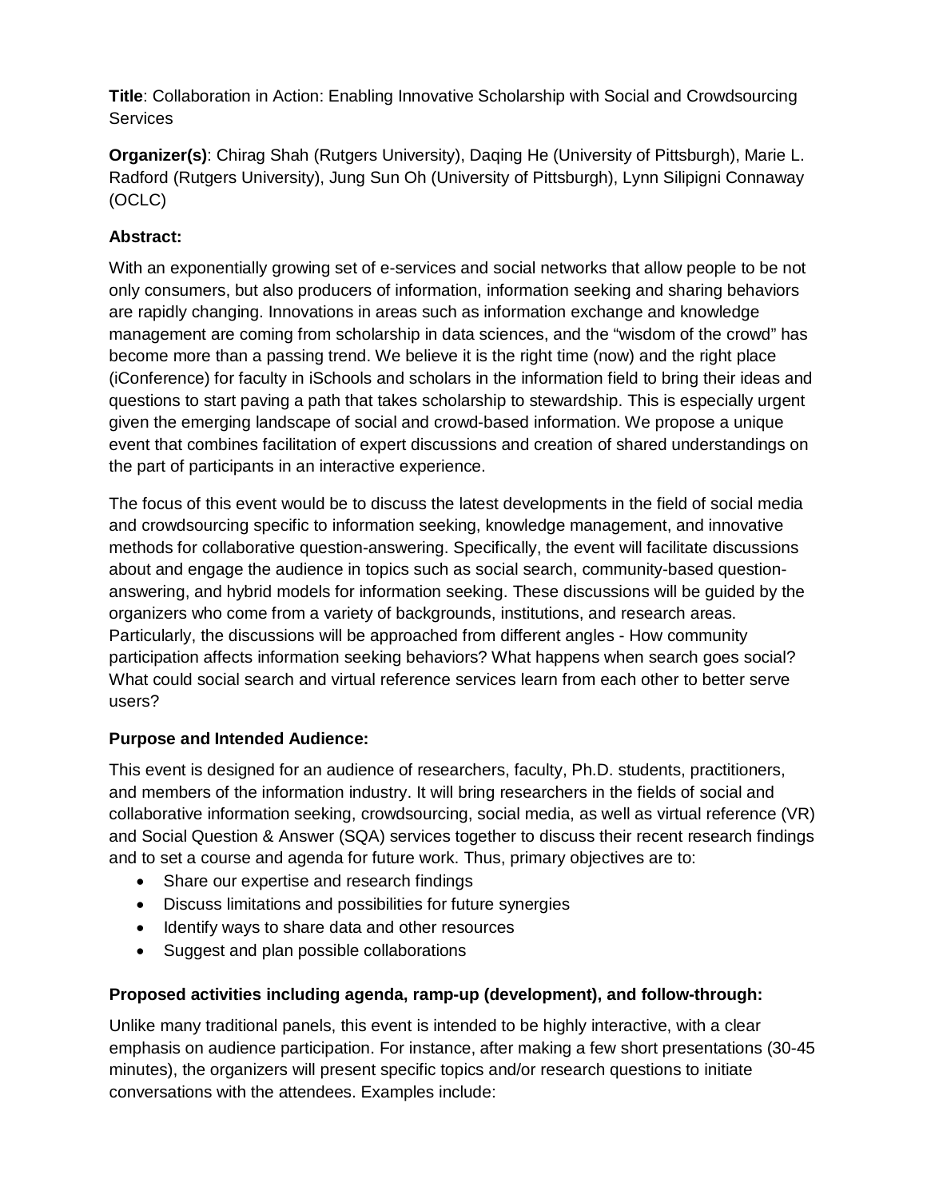**Title**: Collaboration in Action: Enabling Innovative Scholarship with Social and Crowdsourcing Services

**Organizer(s)**: Chirag Shah (Rutgers University), Daqing He (University of Pittsburgh), Marie L. Radford (Rutgers University), Jung Sun Oh (University of Pittsburgh), Lynn Silipigni Connaway (OCLC)

**Abstract:**

With an exponentially growing set of e-services and social networks that allow people to be not only consumers, but also producers of information, information seeking and sharing behaviors are rapidly changing. Innovations in areas such as information exchange and knowledge management are coming from scholarship in data sciences, and the "wisdom of the crowd" has become more than a passing trend. We believe it is the right time (now) and the right place (iConference) for faculty in iSchools and scholars in the information field to bring their ideas and questions to start paving a path that takes scholarship to stewardship. This is especially urgent given the emerging landscape of social and crowd-based information. We propose a unique event that combines facilitation of expert discussions and creation of shared understandings on the part of participants in an interactive experience.

The focus of this event would be to discuss the latest developments in the field of social media and crowdsourcing specific to information seeking, knowledge management, and innovative methods for collaborative question-answering. Specifically, the event will facilitate discussions about and engage the audience in topics such as social search, community-based question-answering, and hybrid models for information seeking. These discussions will be guided by the organizers who come from a variety of backgrounds, institutions, and research areas. Particularly, the discussions will be approached from different angles - How community participation affects information seeking behaviors? What happens when search goes social? What could social search and virtual reference services learn from each other to better serve users?

**Purpose and Intended Audience:**

This event is designed for an audience of researchers, faculty, Ph.D. students, practitioners, and members of the information industry. It will bring researchers in the fields of social and collaborative information seeking, crowdsourcing, social media, as well as virtual reference (VR) and Social Question & Answer (SQA) services together to discuss their recent research findings and to set a course and agenda for future work. Thus, primary objectives are to:

- Share our expertise and research findings
- Discuss limitations and possibilities for future synergies
- Identify ways to share data and other resources
- Suggest and plan possible collaborations

**Proposed activities including agenda, ramp-up (development), and follow-through:**

Unlike many traditional panels, this event is intended to be highly interactive, with a clear emphasis on audience participation. For instance, after making a few short presentations (30-45 minutes), the organizers will present specific topics and/or research questions to initiate conversations with the attendees. Examples include: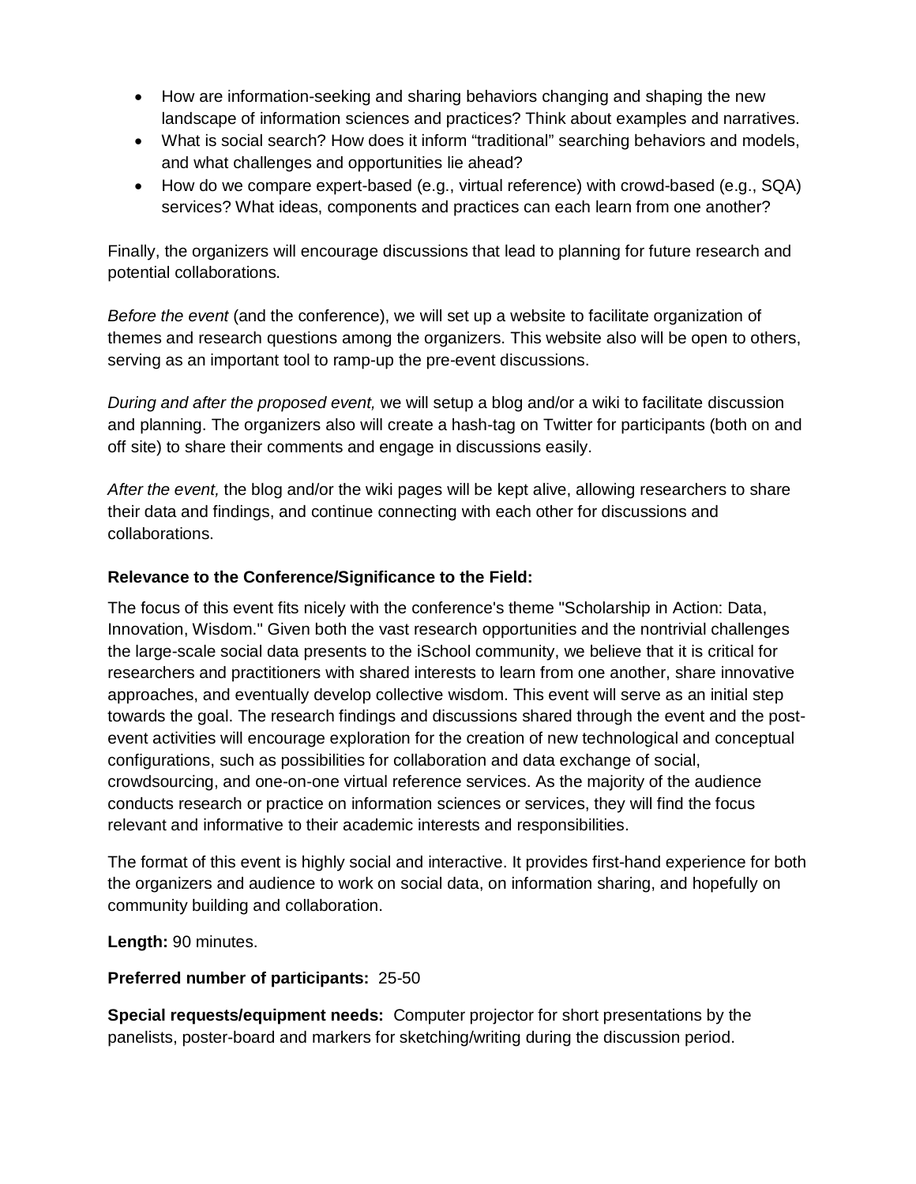- How are information-seeking and sharing behaviors changing and shaping the new landscape of information sciences and practices? Think about examples and narratives.
- What is social search? How does it inform "traditional" searching behaviors and models, and what challenges and opportunities lie ahead?
- How do we compare expert-based (e.g., virtual reference) with crowd-based (e.g., SQA) services? What ideas, components and practices can each learn from one another?

Finally, the organizers will encourage discussions that lead to planning for future research and potential collaborations.

*Before the event* (and the conference), we will set up a website to facilitate organization of themes and research questions among the organizers. This website also will be open to others, serving as an important tool to ramp-up the pre-event discussions.

*During and after the proposed event,* we will setup a blog and/or a wiki to facilitate discussion and planning. The organizers also will create a hash-tag on Twitter for participants (both on and off site) to share their comments and engage in discussions easily.

*After the event,* the blog and/or the wiki pages will be kept alive, allowing researchers to share their data and findings, and continue connecting with each other for discussions and collaborations.

**Relevance to the Conference/Significance to the Field:**

The focus of this event fits nicely with the conference's theme "Scholarship in Action: Data, Innovation, Wisdom." Given both the vast research opportunities and the nontrivial challenges the large-scale social data presents to the iSchool community, we believe that it is critical for researchers and practitioners with shared interests to learn from one another, share innovative approaches, and eventually develop collective wisdom. This event will serve as an initial step towards the goal. The research findings and discussions shared through the event and the post-event activities will encourage exploration for the creation of new technological and conceptual configurations, such as possibilities for collaboration and data exchange of social, crowdsourcing, and one-on-one virtual reference services. As the majority of the audience conducts research or practice on information sciences or services, they will find the focus relevant and informative to their academic interests and responsibilities.

The format of this event is highly social and interactive. It provides first-hand experience for both the organizers and audience to work on social data, on information sharing, and hopefully on community building and collaboration.

**Length:** 90 minutes.

**Preferred number of participants:** 25-50

**Special requests/equipment needs:** Computer projector for short presentations by the panelists, poster-board and markers for sketching/writing during the discussion period.